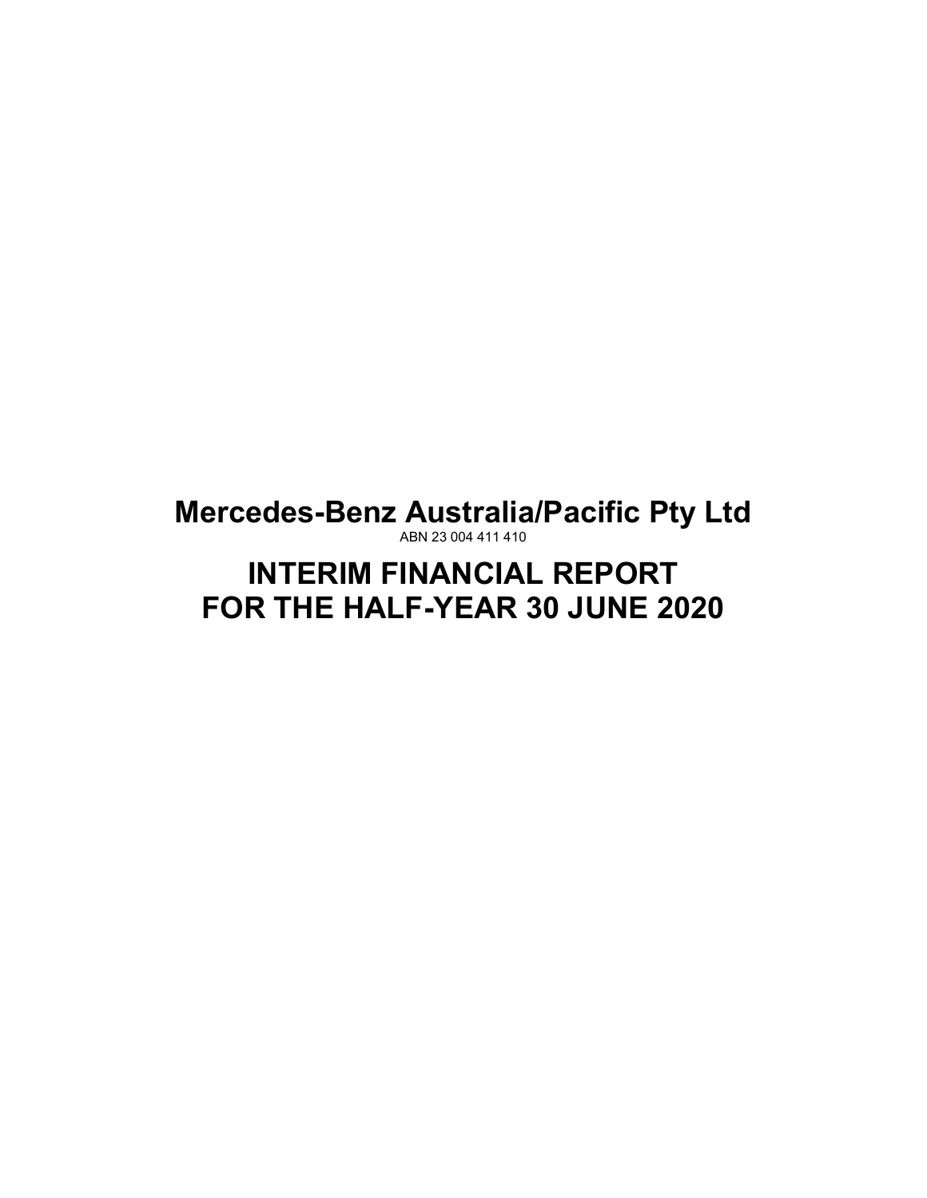# Mercedes-Benz Australia/Pacific Pty Ltd

ABN 23 004 411 410

# INTERIM FINANCIAL REPORT FOR THE HALF-YEAR 30 JUNE 2020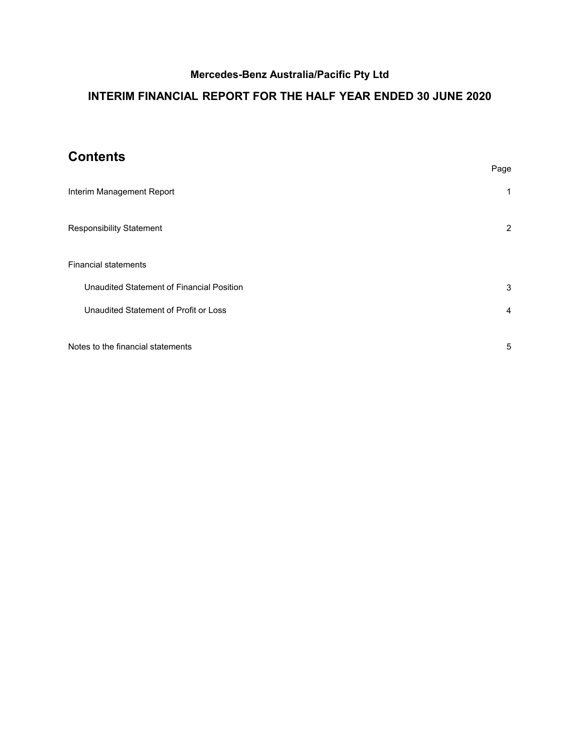**Mercedes-Benz Australia/Pacific Pty Ltd**

## INTERIM FINANCIAL REPORT FOR THE HALF YEAR ENDED 30 JUNE 2020

# Contents

| | Page |
|---|---|
| Interim Management Report | 1 |
| Responsibility Statement | 2 |
| Financial statements | |
| Unaudited Statement of Financial Position | 3 |
| Unaudited Statement of Profit or Loss | 4 |
| Notes to the financial statements | 5 |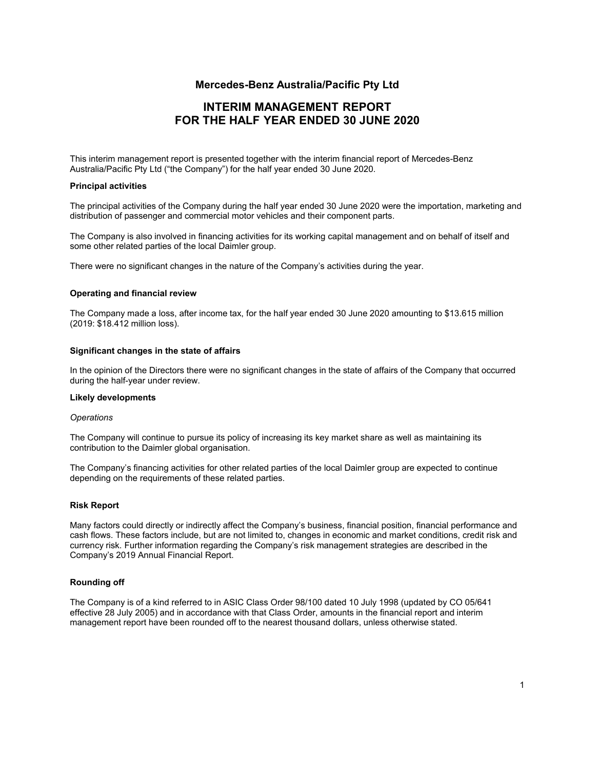# Mercedes-Benz Australia/Pacific Pty Ltd

# INTERIM MANAGEMENT REPORT FOR THE HALF YEAR ENDED 30 JUNE 2020

This interim management report is presented together with the interim financial report of Mercedes-Benz Australia/Pacific Pty Ltd ("the Company") for the half year ended 30 June 2020.

**Principal activities**

The principal activities of the Company during the half year ended 30 June 2020 were the importation, marketing and distribution of passenger and commercial motor vehicles and their component parts.

The Company is also involved in financing activities for its working capital management and on behalf of itself and some other related parties of the local Daimler group.

There were no significant changes in the nature of the Company's activities during the year.

**Operating and financial review**

The Company made a loss, after income tax, for the half year ended 30 June 2020 amounting to $13.615 million (2019: $18.412 million loss).

**Significant changes in the state of affairs**

In the opinion of the Directors there were no significant changes in the state of affairs of the Company that occurred during the half-year under review.

**Likely developments**

*Operations*

The Company will continue to pursue its policy of increasing its key market share as well as maintaining its contribution to the Daimler global organisation.

The Company's financing activities for other related parties of the local Daimler group are expected to continue depending on the requirements of these related parties.

**Risk Report**

Many factors could directly or indirectly affect the Company's business, financial position, financial performance and cash flows. These factors include, but are not limited to, changes in economic and market conditions, credit risk and currency risk. Further information regarding the Company's risk management strategies are described in the Company's 2019 Annual Financial Report.

**Rounding off**

The Company is of a kind referred to in ASIC Class Order 98/100 dated 10 July 1998 (updated by CO 05/641 effective 28 July 2005) and in accordance with that Class Order, amounts in the financial report and interim management report have been rounded off to the nearest thousand dollars, unless otherwise stated.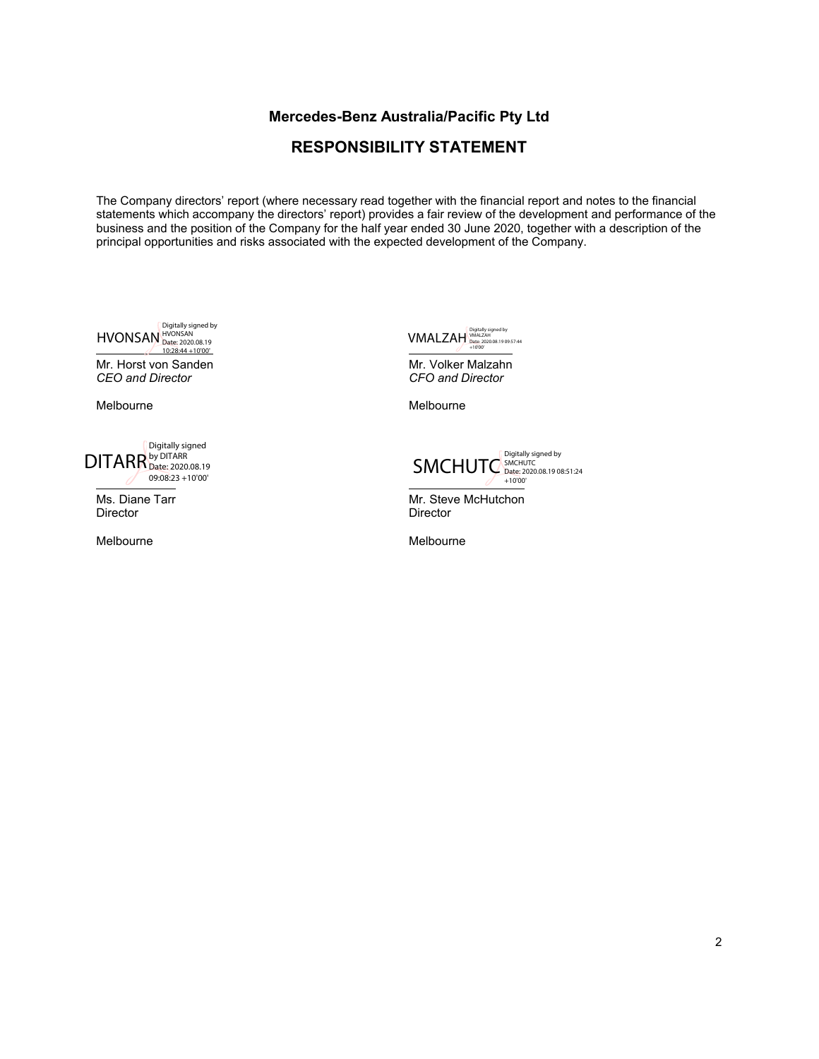**Mercedes-Benz Australia/Pacific Pty Ltd**

# RESPONSIBILITY STATEMENT

The Company directors' report (where necessary read together with the financial report and notes to the financial statements which accompany the directors' report) provides a fair review of the development and performance of the business and the position of the Company for the half year ended 30 June 2020, together with a description of the principal opportunities and risks associated with the expected development of the Company.

HVONSAN Digitally signed by HVONSAN Date: 2020.08.19 10:28:44 +10'00'

Mr. Horst von Sanden
*CEO and Director*

Melbourne

VMALZAH Digitally signed by VMALZAH Date: 2020.08.19 09:57:44 +10'00'

Mr. Volker Malzahn
*CFO and Director*

Melbourne

DITARR Digitally signed by DITARR Date: 2020.08.19 09:08:23 +10'00'

Ms. Diane Tarr
Director

Melbourne

SMCHUTC Digitally signed by SMCHUTC Date: 2020.08.19 08:51:24 +10'00'

Mr. Steve McHutchon
Director

Melbourne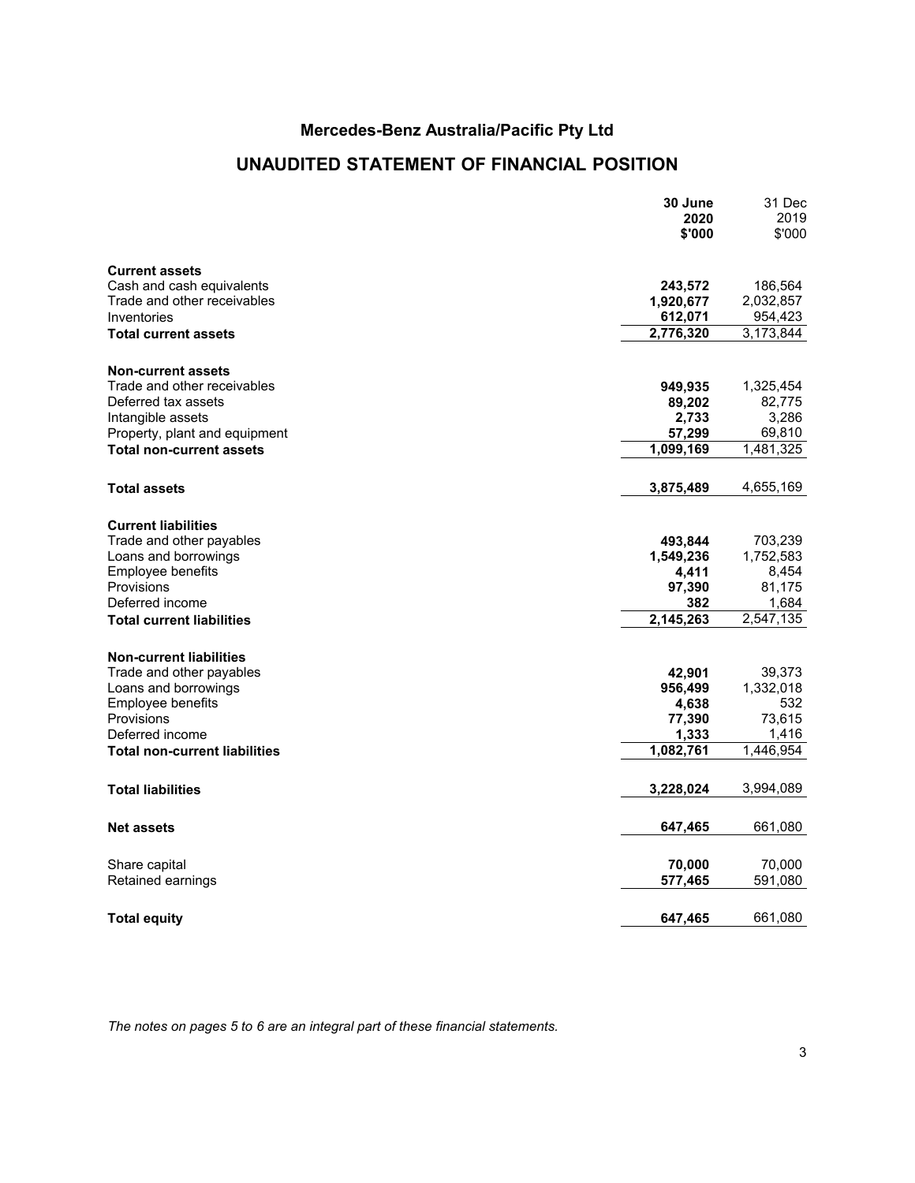# Mercedes-Benz Australia/Pacific Pty Ltd

## UNAUDITED STATEMENT OF FINANCIAL POSITION

| | **30 June 2020 $'000** | 31 Dec 2019 $'000 |
|---|---|---|
| **Current assets** | | |
| Cash and cash equivalents | **243,572** | 186,564 |
| Trade and other receivables | **1,920,677** | 2,032,857 |
| Inventories | **612,071** | 954,423 |
| **Total current assets** | **2,776,320** | 3,173,844 |
| | | |
| **Non-current assets** | | |
| Trade and other receivables | **949,935** | 1,325,454 |
| Deferred tax assets | **89,202** | 82,775 |
| Intangible assets | **2,733** | 3,286 |
| Property, plant and equipment | **57,299** | 69,810 |
| **Total non-current assets** | **1,099,169** | 1,481,325 |
| | | |
| **Total assets** | **3,875,489** | 4,655,169 |
| | | |
| **Current liabilities** | | |
| Trade and other payables | **493,844** | 703,239 |
| Loans and borrowings | **1,549,236** | 1,752,583 |
| Employee benefits | **4,411** | 8,454 |
| Provisions | **97,390** | 81,175 |
| Deferred income | **382** | 1,684 |
| **Total current liabilities** | **2,145,263** | 2,547,135 |
| | | |
| **Non-current liabilities** | | |
| Trade and other payables | **42,901** | 39,373 |
| Loans and borrowings | **956,499** | 1,332,018 |
| Employee benefits | **4,638** | 532 |
| Provisions | **77,390** | 73,615 |
| Deferred income | **1,333** | 1,416 |
| **Total non-current liabilities** | **1,082,761** | 1,446,954 |
| | | |
| **Total liabilities** | **3,228,024** | 3,994,089 |
| | | |
| **Net assets** | **647,465** | 661,080 |
| | | |
| Share capital | **70,000** | 70,000 |
| Retained earnings | **577,465** | 591,080 |
| | | |
| **Total equity** | **647,465** | 661,080 |

*The notes on pages 5 to 6 are an integral part of these financial statements.*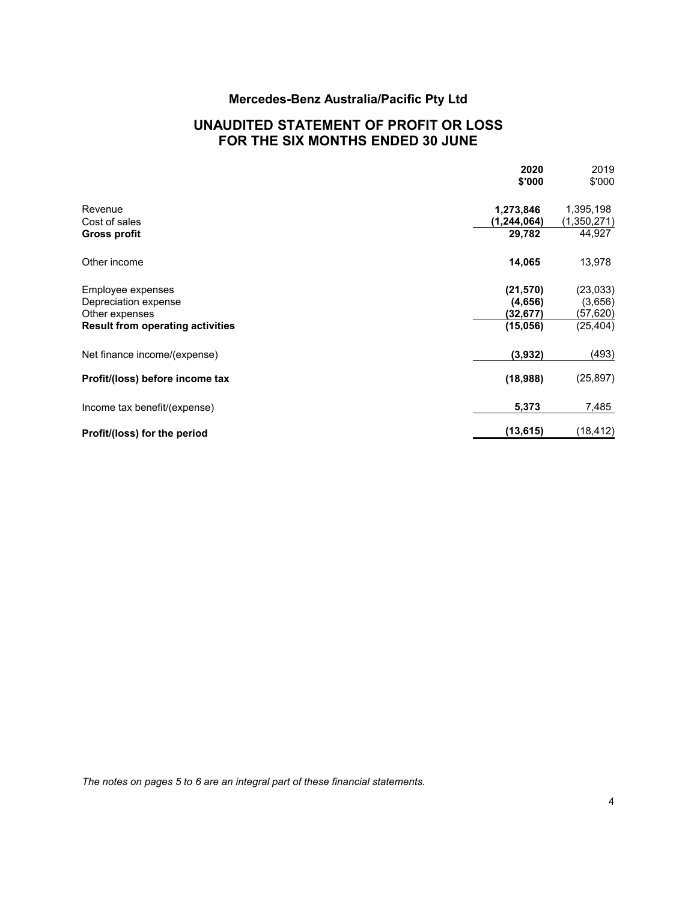# Mercedes-Benz Australia/Pacific Pty Ltd

## UNAUDITED STATEMENT OF PROFIT OR LOSS FOR THE SIX MONTHS ENDED 30 JUNE

| | **2020** | 2019 |
|---|---|---|
| | **$'000** | $'000 |
| Revenue | **1,273,846** | 1,395,198 |
| Cost of sales | **(1,244,064)** | (1,350,271) |
| **Gross profit** | **29,782** | 44,927 |
| Other income | **14,065** | 13,978 |
| Employee expenses | **(21,570)** | (23,033) |
| Depreciation expense | **(4,656)** | (3,656) |
| Other expenses | **(32,677)** | (57,620) |
| **Result from operating activities** | **(15,056)** | (25,404) |
| Net finance income/(expense) | **(3,932)** | (493) |
| **Profit/(loss) before income tax** | **(18,988)** | (25,897) |
| Income tax benefit/(expense) | **5,373** | 7,485 |
| **Profit/(loss) for the period** | **(13,615)** | (18,412) |

*The notes on pages 5 to 6 are an integral part of these financial statements.*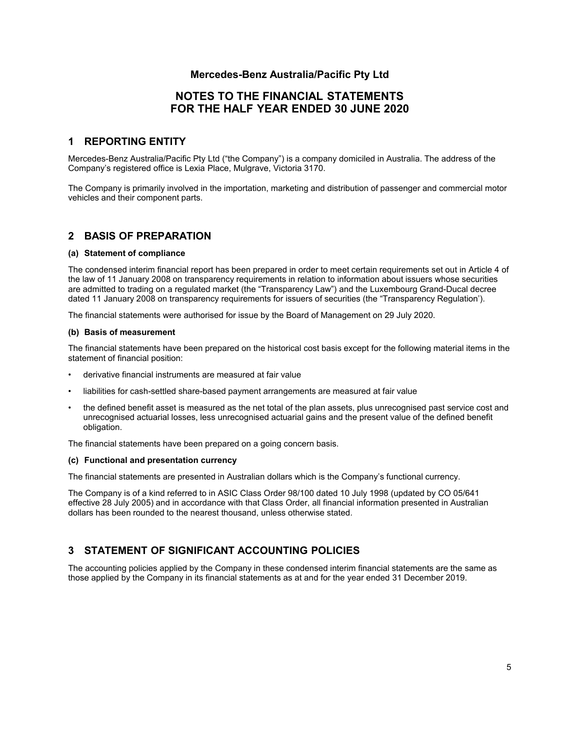**Mercedes-Benz Australia/Pacific Pty Ltd**

# NOTES TO THE FINANCIAL STATEMENTS FOR THE HALF YEAR ENDED 30 JUNE 2020

## 1 REPORTING ENTITY

Mercedes-Benz Australia/Pacific Pty Ltd ("the Company") is a company domiciled in Australia. The address of the Company's registered office is Lexia Place, Mulgrave, Victoria 3170.

The Company is primarily involved in the importation, marketing and distribution of passenger and commercial motor vehicles and their component parts.

## 2 BASIS OF PREPARATION

### (a) Statement of compliance

The condensed interim financial report has been prepared in order to meet certain requirements set out in Article 4 of the law of 11 January 2008 on transparency requirements in relation to information about issuers whose securities are admitted to trading on a regulated market (the "Transparency Law") and the Luxembourg Grand-Ducal decree dated 11 January 2008 on transparency requirements for issuers of securities (the "Transparency Regulation').

The financial statements were authorised for issue by the Board of Management on 29 July 2020.

### (b) Basis of measurement

The financial statements have been prepared on the historical cost basis except for the following material items in the statement of financial position:

- derivative financial instruments are measured at fair value
- liabilities for cash-settled share-based payment arrangements are measured at fair value
- the defined benefit asset is measured as the net total of the plan assets, plus unrecognised past service cost and unrecognised actuarial losses, less unrecognised actuarial gains and the present value of the defined benefit obligation.

The financial statements have been prepared on a going concern basis.

### (c) Functional and presentation currency

The financial statements are presented in Australian dollars which is the Company's functional currency.

The Company is of a kind referred to in ASIC Class Order 98/100 dated 10 July 1998 (updated by CO 05/641 effective 28 July 2005) and in accordance with that Class Order, all financial information presented in Australian dollars has been rounded to the nearest thousand, unless otherwise stated.

## 3 STATEMENT OF SIGNIFICANT ACCOUNTING POLICIES

The accounting policies applied by the Company in these condensed interim financial statements are the same as those applied by the Company in its financial statements as at and for the year ended 31 December 2019.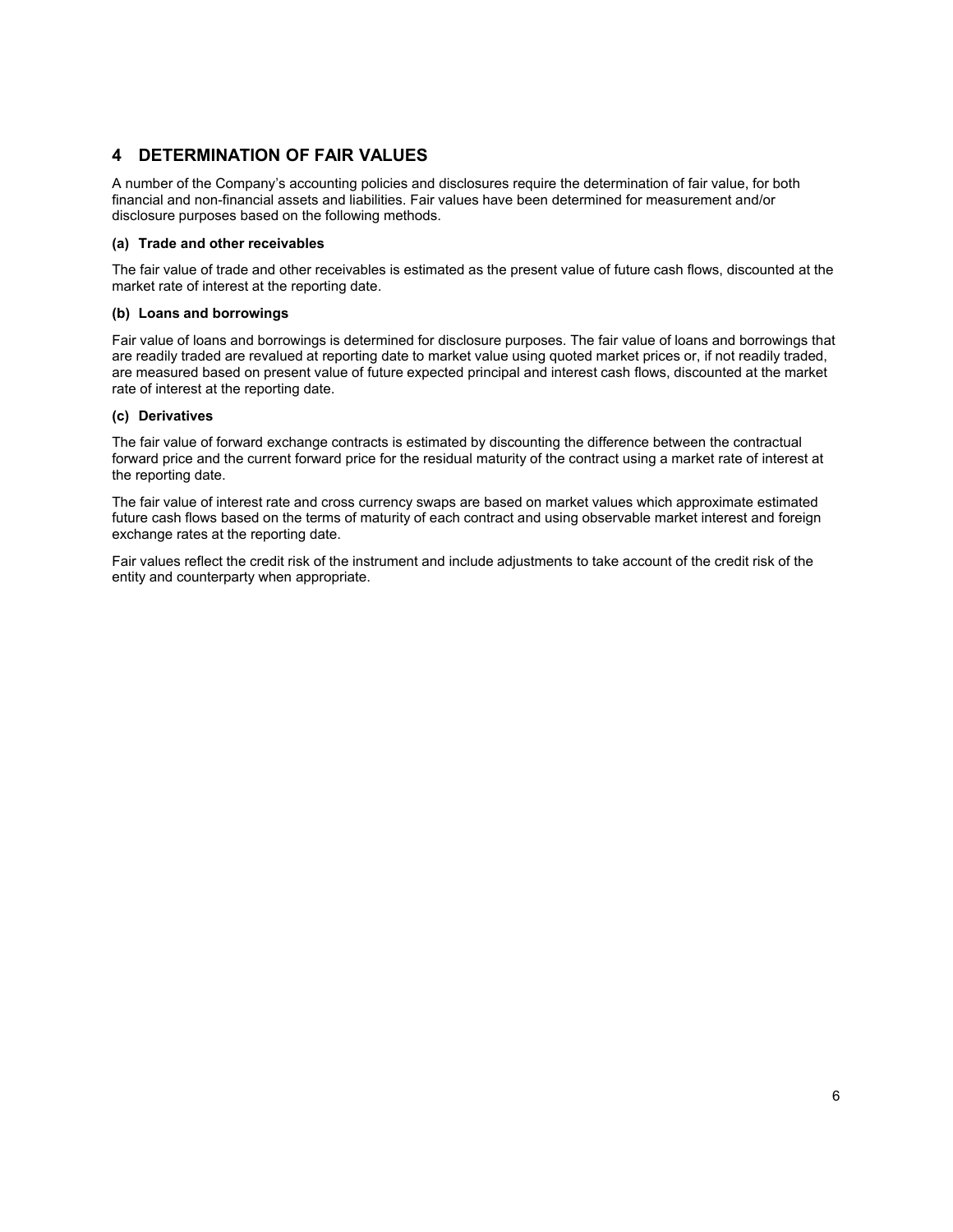## 4 DETERMINATION OF FAIR VALUES

A number of the Company's accounting policies and disclosures require the determination of fair value, for both financial and non-financial assets and liabilities. Fair values have been determined for measurement and/or disclosure purposes based on the following methods.

### (a) Trade and other receivables

The fair value of trade and other receivables is estimated as the present value of future cash flows, discounted at the market rate of interest at the reporting date.

### (b) Loans and borrowings

Fair value of loans and borrowings is determined for disclosure purposes. The fair value of loans and borrowings that are readily traded are revalued at reporting date to market value using quoted market prices or, if not readily traded, are measured based on present value of future expected principal and interest cash flows, discounted at the market rate of interest at the reporting date.

### (c) Derivatives

The fair value of forward exchange contracts is estimated by discounting the difference between the contractual forward price and the current forward price for the residual maturity of the contract using a market rate of interest at the reporting date.

The fair value of interest rate and cross currency swaps are based on market values which approximate estimated future cash flows based on the terms of maturity of each contract and using observable market interest and foreign exchange rates at the reporting date.

Fair values reflect the credit risk of the instrument and include adjustments to take account of the credit risk of the entity and counterparty when appropriate.